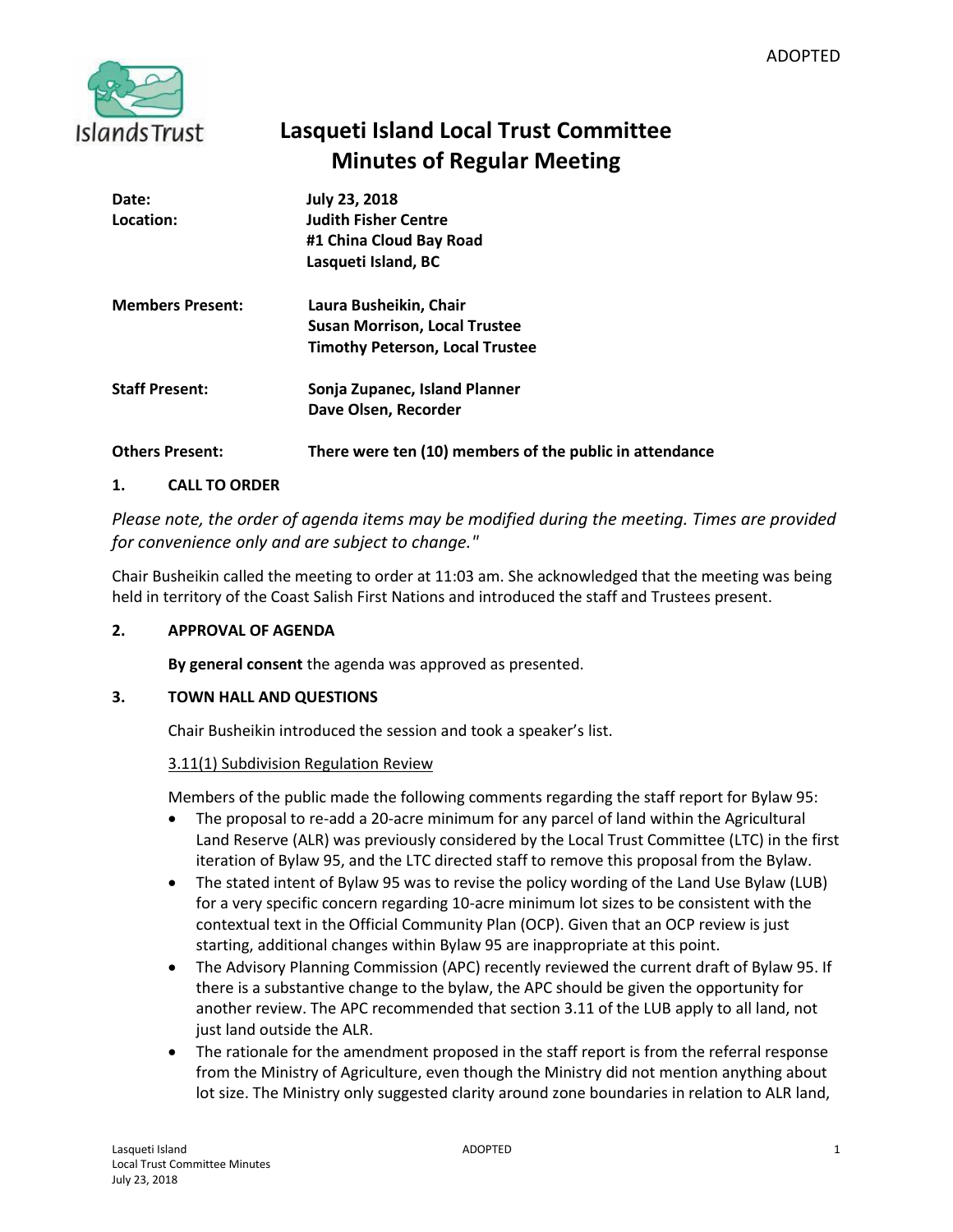ADOPTED

# Lasqueti Island Local Trust Committee
## Minutes of Regular Meeting

| | |
|---|---|
| **Date:** | **July 23, 2018** |
| **Location:** | **Judith Fisher Centre**<br>**#1 China Cloud Bay Road**<br>**Lasqueti Island, BC** |
| **Members Present:** | **Laura Busheikin, Chair**<br>**Susan Morrison, Local Trustee**<br>**Timothy Peterson, Local Trustee** |
| **Staff Present:** | **Sonja Zupanec, Island Planner**<br>**Dave Olsen, Recorder** |
| **Others Present:** | **There were ten (10) members of the public in attendance** |

### 1. CALL TO ORDER

*Please note, the order of agenda items may be modified during the meeting. Times are provided for convenience only and are subject to change."*

Chair Busheikin called the meeting to order at 11:03 am. She acknowledged that the meeting was being held in territory of the Coast Salish First Nations and introduced the staff and Trustees present.

### 2. APPROVAL OF AGENDA

**By general consent** the agenda was approved as presented.

### 3. TOWN HALL AND QUESTIONS

Chair Busheikin introduced the session and took a speaker's list.

3.11(1) Subdivision Regulation Review

Members of the public made the following comments regarding the staff report for Bylaw 95:

- The proposal to re-add a 20-acre minimum for any parcel of land within the Agricultural Land Reserve (ALR) was previously considered by the Local Trust Committee (LTC) in the first iteration of Bylaw 95, and the LTC directed staff to remove this proposal from the Bylaw.
- The stated intent of Bylaw 95 was to revise the policy wording of the Land Use Bylaw (LUB) for a very specific concern regarding 10-acre minimum lot sizes to be consistent with the contextual text in the Official Community Plan (OCP). Given that an OCP review is just starting, additional changes within Bylaw 95 are inappropriate at this point.
- The Advisory Planning Commission (APC) recently reviewed the current draft of Bylaw 95. If there is a substantive change to the bylaw, the APC should be given the opportunity for another review. The APC recommended that section 3.11 of the LUB apply to all land, not just land outside the ALR.
- The rationale for the amendment proposed in the staff report is from the referral response from the Ministry of Agriculture, even though the Ministry did not mention anything about lot size. The Ministry only suggested clarity around zone boundaries in relation to ALR land,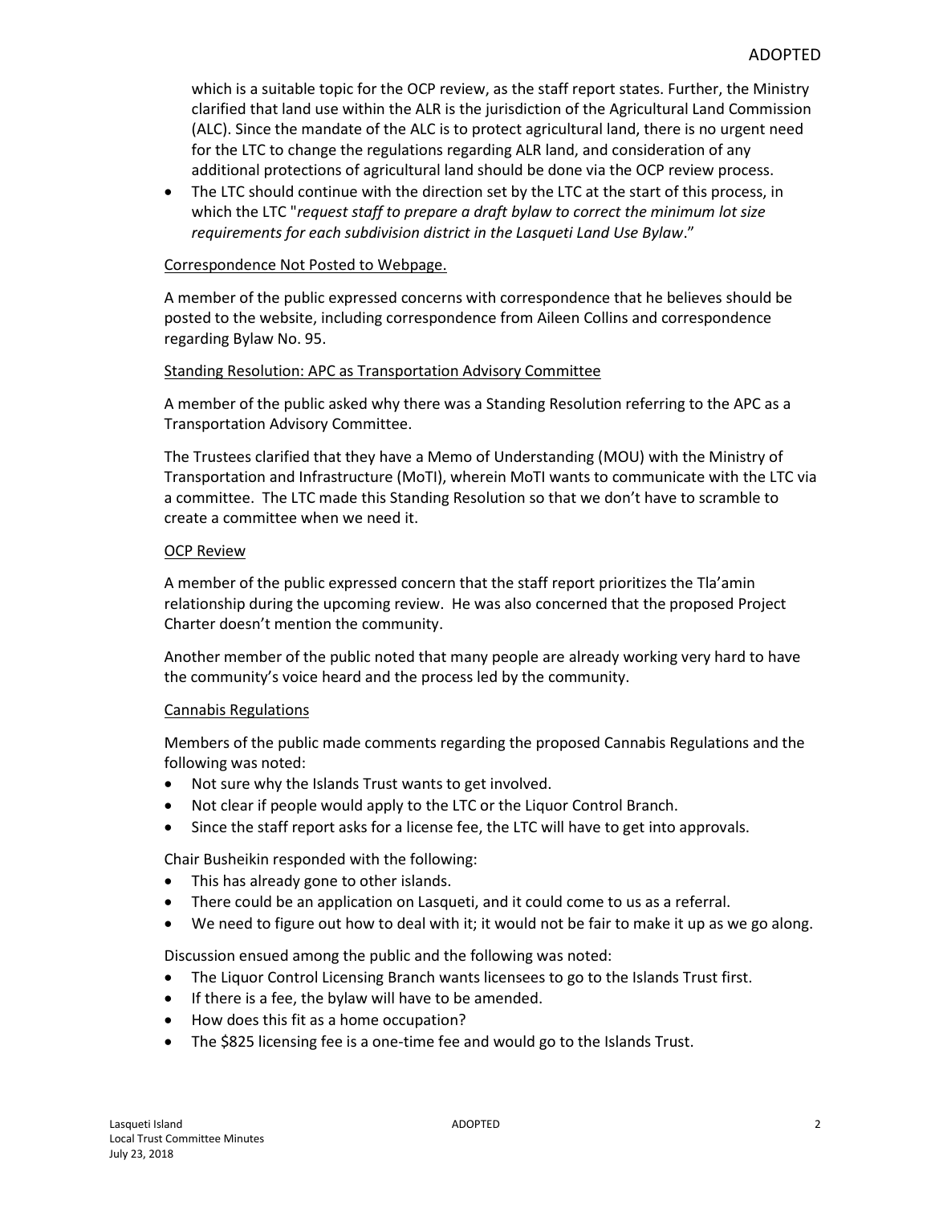which is a suitable topic for the OCP review, as the staff report states. Further, the Ministry clarified that land use within the ALR is the jurisdiction of the Agricultural Land Commission (ALC). Since the mandate of the ALC is to protect agricultural land, there is no urgent need for the LTC to change the regulations regarding ALR land, and consideration of any additional protections of agricultural land should be done via the OCP review process.

- The LTC should continue with the direction set by the LTC at the start of this process, in which the LTC "*request staff to prepare a draft bylaw to correct the minimum lot size requirements for each subdivision district in the Lasqueti Land Use Bylaw*."

Correspondence Not Posted to Webpage.

A member of the public expressed concerns with correspondence that he believes should be posted to the website, including correspondence from Aileen Collins and correspondence regarding Bylaw No. 95.

Standing Resolution: APC as Transportation Advisory Committee

A member of the public asked why there was a Standing Resolution referring to the APC as a Transportation Advisory Committee.

The Trustees clarified that they have a Memo of Understanding (MOU) with the Ministry of Transportation and Infrastructure (MoTI), wherein MoTI wants to communicate with the LTC via a committee. The LTC made this Standing Resolution so that we don't have to scramble to create a committee when we need it.

OCP Review

A member of the public expressed concern that the staff report prioritizes the Tla'amin relationship during the upcoming review. He was also concerned that the proposed Project Charter doesn't mention the community.

Another member of the public noted that many people are already working very hard to have the community's voice heard and the process led by the community.

Cannabis Regulations

Members of the public made comments regarding the proposed Cannabis Regulations and the following was noted:

- Not sure why the Islands Trust wants to get involved.
- Not clear if people would apply to the LTC or the Liquor Control Branch.
- Since the staff report asks for a license fee, the LTC will have to get into approvals.

Chair Busheikin responded with the following:

- This has already gone to other islands.
- There could be an application on Lasqueti, and it could come to us as a referral.
- We need to figure out how to deal with it; it would not be fair to make it up as we go along.

Discussion ensued among the public and the following was noted:

- The Liquor Control Licensing Branch wants licensees to go to the Islands Trust first.
- If there is a fee, the bylaw will have to be amended.
- How does this fit as a home occupation?
- The $825 licensing fee is a one-time fee and would go to the Islands Trust.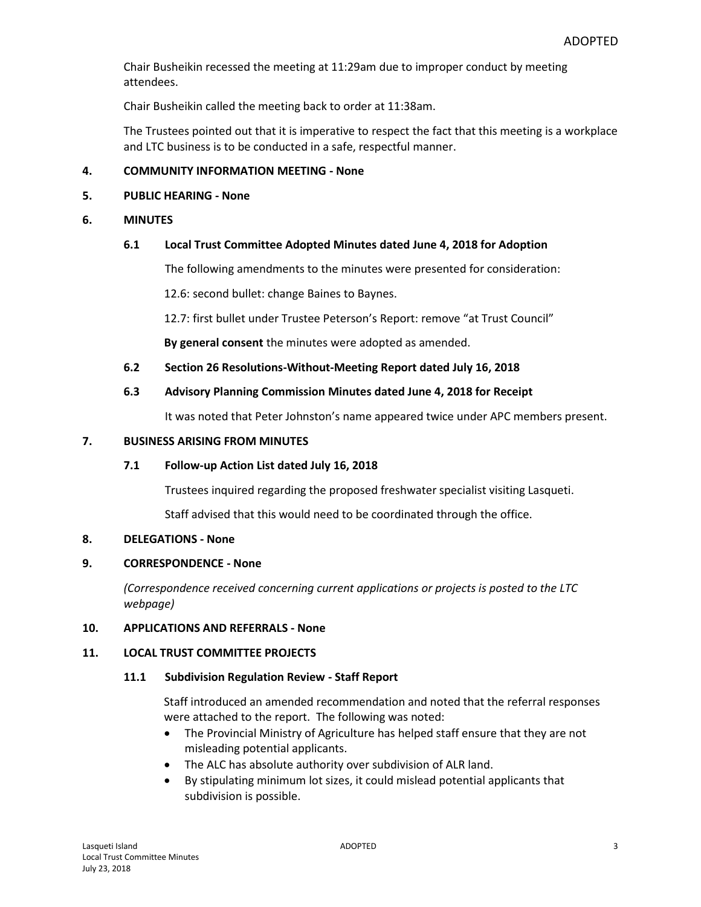Chair Busheikin recessed the meeting at 11:29am due to improper conduct by meeting attendees.

Chair Busheikin called the meeting back to order at 11:38am.

The Trustees pointed out that it is imperative to respect the fact that this meeting is a workplace and LTC business is to be conducted in a safe, respectful manner.

## 4. COMMUNITY INFORMATION MEETING - None

## 5. PUBLIC HEARING - None

## 6. MINUTES

### 6.1 Local Trust Committee Adopted Minutes dated June 4, 2018 for Adoption

The following amendments to the minutes were presented for consideration:

12.6: second bullet: change Baines to Baynes.

12.7: first bullet under Trustee Peterson's Report: remove "at Trust Council"

**By general consent** the minutes were adopted as amended.

### 6.2 Section 26 Resolutions-Without-Meeting Report dated July 16, 2018

### 6.3 Advisory Planning Commission Minutes dated June 4, 2018 for Receipt

It was noted that Peter Johnston's name appeared twice under APC members present.

## 7. BUSINESS ARISING FROM MINUTES

### 7.1 Follow-up Action List dated July 16, 2018

Trustees inquired regarding the proposed freshwater specialist visiting Lasqueti.

Staff advised that this would need to be coordinated through the office.

## 8. DELEGATIONS - None

## 9. CORRESPONDENCE - None

*(Correspondence received concerning current applications or projects is posted to the LTC webpage)*

## 10. APPLICATIONS AND REFERRALS - None

## 11. LOCAL TRUST COMMITTEE PROJECTS

### 11.1 Subdivision Regulation Review - Staff Report

Staff introduced an amended recommendation and noted that the referral responses were attached to the report. The following was noted:

- The Provincial Ministry of Agriculture has helped staff ensure that they are not misleading potential applicants.
- The ALC has absolute authority over subdivision of ALR land.
- By stipulating minimum lot sizes, it could mislead potential applicants that subdivision is possible.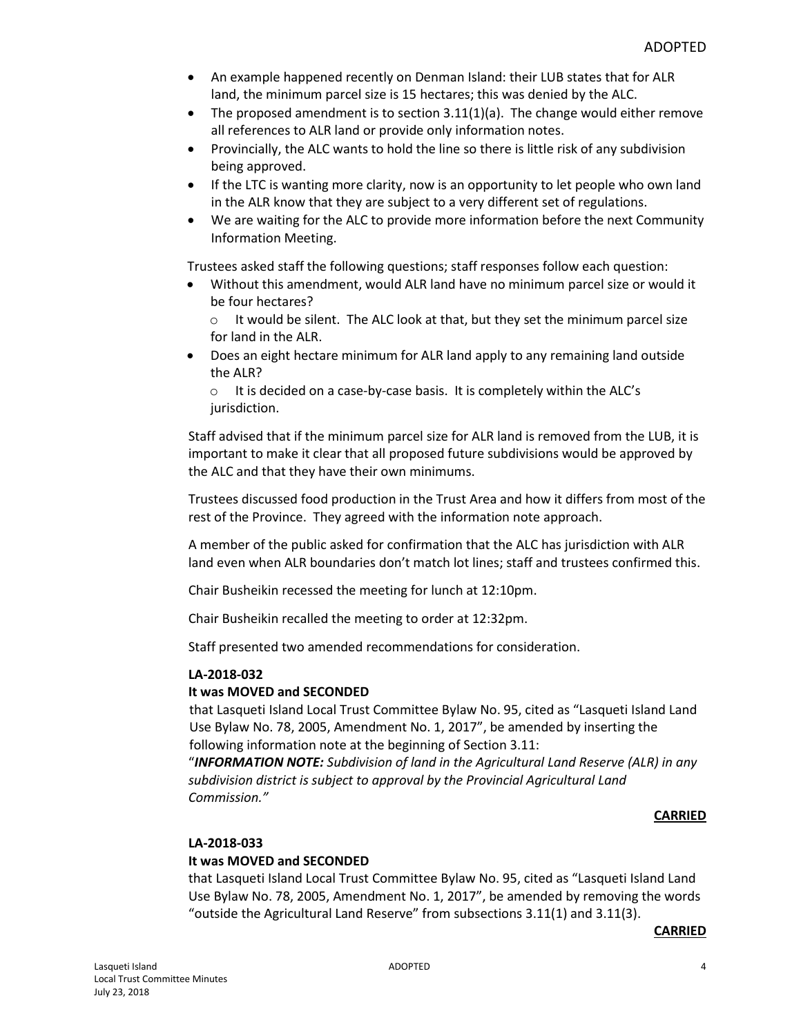- An example happened recently on Denman Island: their LUB states that for ALR land, the minimum parcel size is 15 hectares; this was denied by the ALC.
- The proposed amendment is to section 3.11(1)(a). The change would either remove all references to ALR land or provide only information notes.
- Provincially, the ALC wants to hold the line so there is little risk of any subdivision being approved.
- If the LTC is wanting more clarity, now is an opportunity to let people who own land in the ALR know that they are subject to a very different set of regulations.
- We are waiting for the ALC to provide more information before the next Community Information Meeting.

Trustees asked staff the following questions; staff responses follow each question:

- Without this amendment, would ALR land have no minimum parcel size or would it be four hectares?
  - It would be silent. The ALC look at that, but they set the minimum parcel size for land in the ALR.
- Does an eight hectare minimum for ALR land apply to any remaining land outside the ALR?
  - It is decided on a case-by-case basis. It is completely within the ALC's jurisdiction.

Staff advised that if the minimum parcel size for ALR land is removed from the LUB, it is important to make it clear that all proposed future subdivisions would be approved by the ALC and that they have their own minimums.

Trustees discussed food production in the Trust Area and how it differs from most of the rest of the Province. They agreed with the information note approach.

A member of the public asked for confirmation that the ALC has jurisdiction with ALR land even when ALR boundaries don't match lot lines; staff and trustees confirmed this.

Chair Busheikin recessed the meeting for lunch at 12:10pm.

Chair Busheikin recalled the meeting to order at 12:32pm.

Staff presented two amended recommendations for consideration.

**LA-2018-032**

**It was MOVED and SECONDED**

that Lasqueti Island Local Trust Committee Bylaw No. 95, cited as "Lasqueti Island Land Use Bylaw No. 78, 2005, Amendment No. 1, 2017", be amended by inserting the following information note at the beginning of Section 3.11:

"***INFORMATION NOTE:*** *Subdivision of land in the Agricultural Land Reserve (ALR) in any subdivision district is subject to approval by the Provincial Agricultural Land Commission."*

**CARRIED**

**LA-2018-033**

**It was MOVED and SECONDED**

that Lasqueti Island Local Trust Committee Bylaw No. 95, cited as "Lasqueti Island Land Use Bylaw No. 78, 2005, Amendment No. 1, 2017", be amended by removing the words "outside the Agricultural Land Reserve" from subsections 3.11(1) and 3.11(3).

**CARRIED**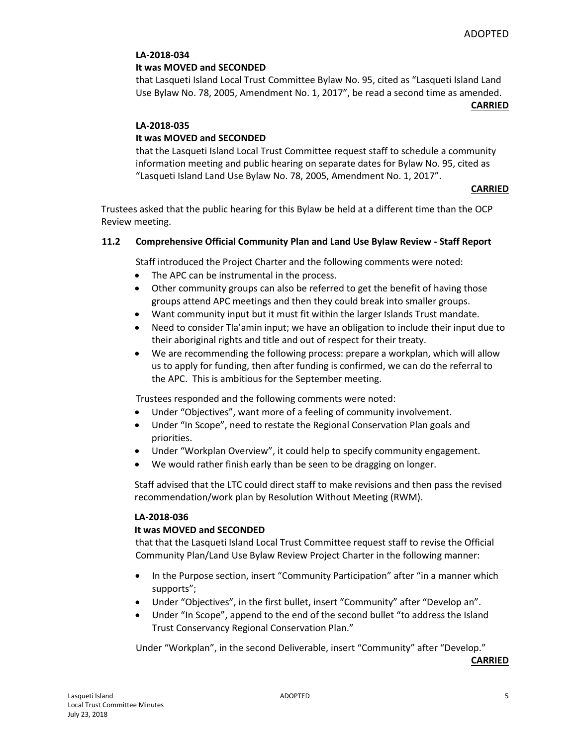**LA-2018-034**

**It was MOVED and SECONDED**

that Lasqueti Island Local Trust Committee Bylaw No. 95, cited as “Lasqueti Island Land Use Bylaw No. 78, 2005, Amendment No. 1, 2017”, be read a second time as amended.

**CARRIED**

**LA-2018-035**

**It was MOVED and SECONDED**

that the Lasqueti Island Local Trust Committee request staff to schedule a community information meeting and public hearing on separate dates for Bylaw No. 95, cited as “Lasqueti Island Land Use Bylaw No. 78, 2005, Amendment No. 1, 2017”.

**CARRIED**

Trustees asked that the public hearing for this Bylaw be held at a different time than the OCP Review meeting.

### 11.2 Comprehensive Official Community Plan and Land Use Bylaw Review - Staff Report

Staff introduced the Project Charter and the following comments were noted:

- The APC can be instrumental in the process.
- Other community groups can also be referred to get the benefit of having those groups attend APC meetings and then they could break into smaller groups.
- Want community input but it must fit within the larger Islands Trust mandate.
- Need to consider Tla’amin input; we have an obligation to include their input due to their aboriginal rights and title and out of respect for their treaty.
- We are recommending the following process: prepare a workplan, which will allow us to apply for funding, then after funding is confirmed, we can do the referral to the APC. This is ambitious for the September meeting.

Trustees responded and the following comments were noted:

- Under “Objectives”, want more of a feeling of community involvement.
- Under “In Scope”, need to restate the Regional Conservation Plan goals and priorities.
- Under “Workplan Overview”, it could help to specify community engagement.
- We would rather finish early than be seen to be dragging on longer.

Staff advised that the LTC could direct staff to make revisions and then pass the revised recommendation/work plan by Resolution Without Meeting (RWM).

**LA-2018-036**

**It was MOVED and SECONDED**

that that the Lasqueti Island Local Trust Committee request staff to revise the Official Community Plan/Land Use Bylaw Review Project Charter in the following manner:

- In the Purpose section, insert “Community Participation” after “in a manner which supports”;
- Under “Objectives”, in the first bullet, insert “Community” after “Develop an”.
- Under “In Scope”, append to the end of the second bullet “to address the Island Trust Conservancy Regional Conservation Plan.”

Under “Workplan”, in the second Deliverable, insert “Community” after “Develop.”

**CARRIED**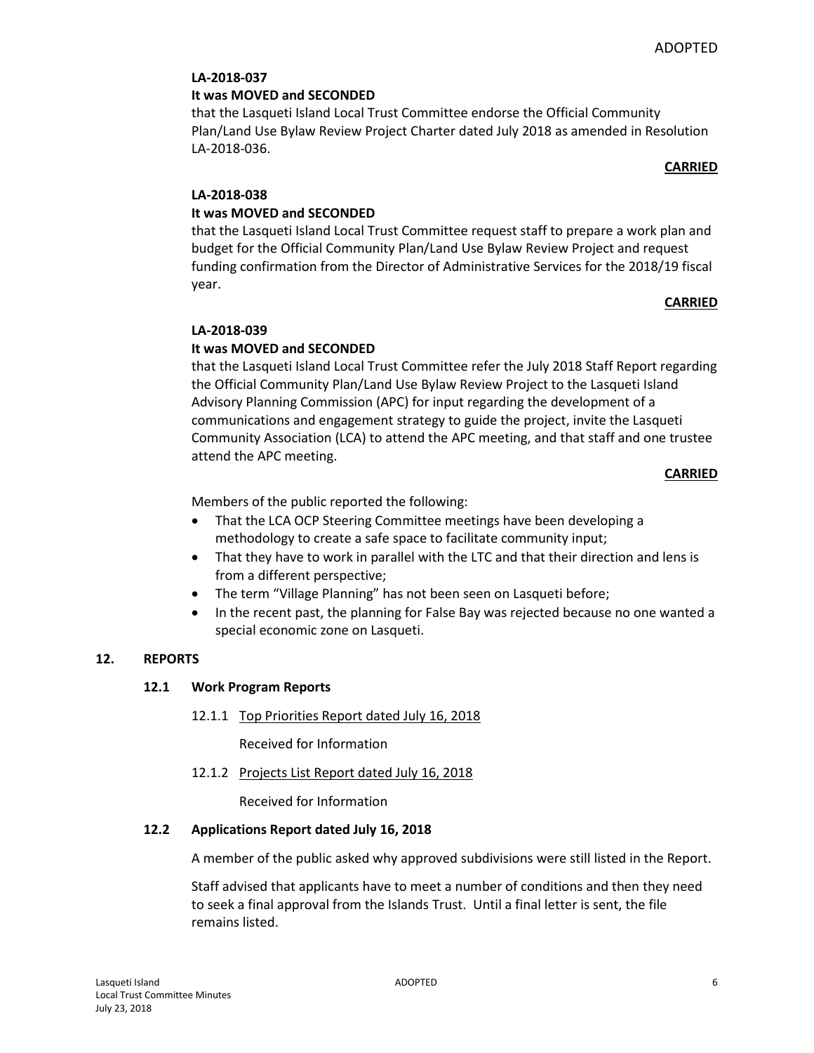**LA-2018-037**

**It was MOVED and SECONDED**

that the Lasqueti Island Local Trust Committee endorse the Official Community Plan/Land Use Bylaw Review Project Charter dated July 2018 as amended in Resolution LA-2018-036.

**CARRIED**

**LA-2018-038**

**It was MOVED and SECONDED**

that the Lasqueti Island Local Trust Committee request staff to prepare a work plan and budget for the Official Community Plan/Land Use Bylaw Review Project and request funding confirmation from the Director of Administrative Services for the 2018/19 fiscal year.

**CARRIED**

**LA-2018-039**

**It was MOVED and SECONDED**

that the Lasqueti Island Local Trust Committee refer the July 2018 Staff Report regarding the Official Community Plan/Land Use Bylaw Review Project to the Lasqueti Island Advisory Planning Commission (APC) for input regarding the development of a communications and engagement strategy to guide the project, invite the Lasqueti Community Association (LCA) to attend the APC meeting, and that staff and one trustee attend the APC meeting.

**CARRIED**

Members of the public reported the following:

- That the LCA OCP Steering Committee meetings have been developing a methodology to create a safe space to facilitate community input;
- That they have to work in parallel with the LTC and that their direction and lens is from a different perspective;
- The term "Village Planning" has not been seen on Lasqueti before;
- In the recent past, the planning for False Bay was rejected because no one wanted a special economic zone on Lasqueti.

## 12. REPORTS

### 12.1 Work Program Reports

12.1.1 Top Priorities Report dated July 16, 2018

Received for Information

12.1.2 Projects List Report dated July 16, 2018

Received for Information

### 12.2 Applications Report dated July 16, 2018

A member of the public asked why approved subdivisions were still listed in the Report.

Staff advised that applicants have to meet a number of conditions and then they need to seek a final approval from the Islands Trust. Until a final letter is sent, the file remains listed.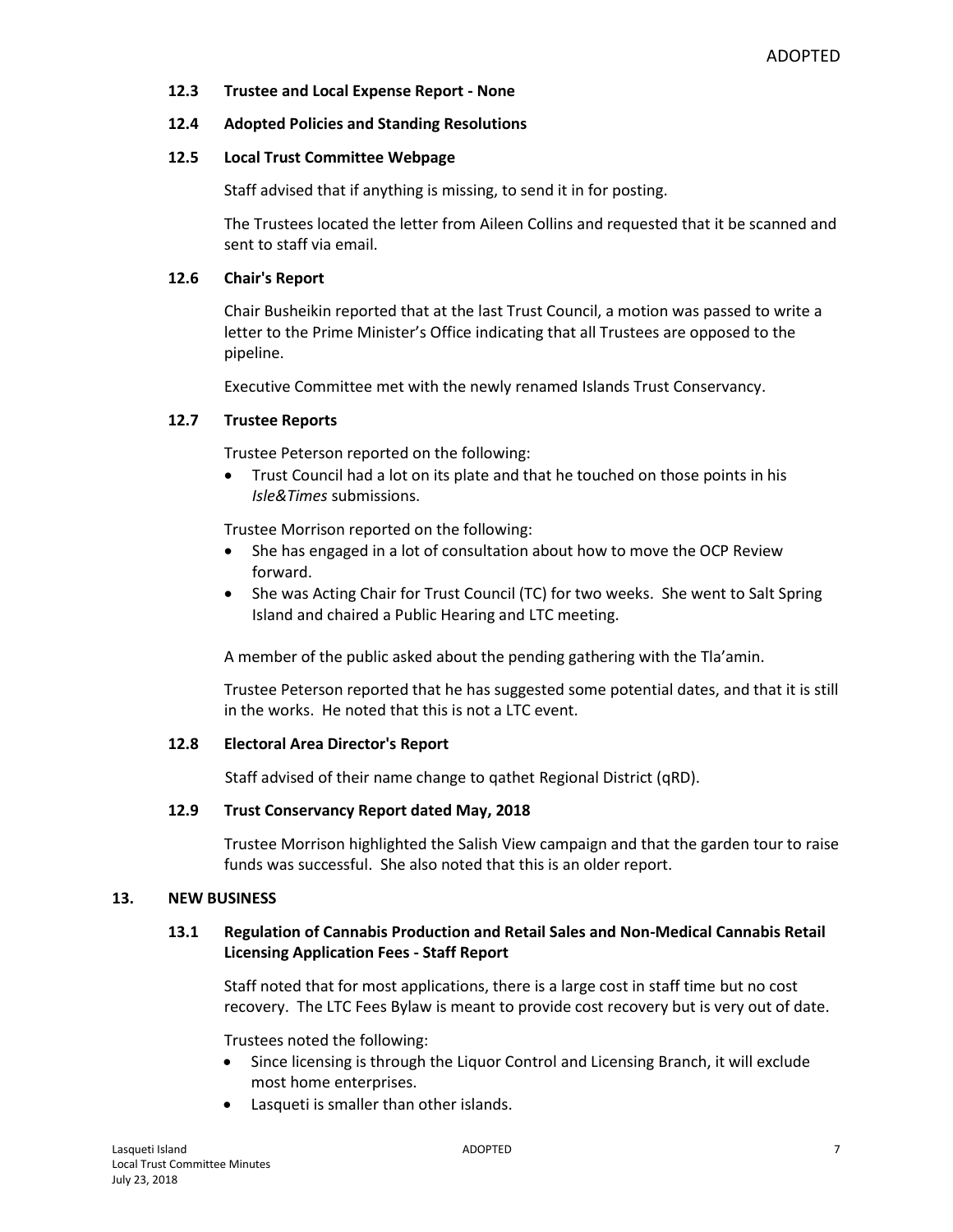### 12.3 Trustee and Local Expense Report - None

### 12.4 Adopted Policies and Standing Resolutions

### 12.5 Local Trust Committee Webpage

Staff advised that if anything is missing, to send it in for posting.

The Trustees located the letter from Aileen Collins and requested that it be scanned and sent to staff via email.

### 12.6 Chair's Report

Chair Busheikin reported that at the last Trust Council, a motion was passed to write a letter to the Prime Minister's Office indicating that all Trustees are opposed to the pipeline.

Executive Committee met with the newly renamed Islands Trust Conservancy.

### 12.7 Trustee Reports

Trustee Peterson reported on the following:

- Trust Council had a lot on its plate and that he touched on those points in his *Isle&Times* submissions.

Trustee Morrison reported on the following:

- She has engaged in a lot of consultation about how to move the OCP Review forward.
- She was Acting Chair for Trust Council (TC) for two weeks. She went to Salt Spring Island and chaired a Public Hearing and LTC meeting.

A member of the public asked about the pending gathering with the Tla'amin.

Trustee Peterson reported that he has suggested some potential dates, and that it is still in the works. He noted that this is not a LTC event.

### 12.8 Electoral Area Director's Report

Staff advised of their name change to qathet Regional District (qRD).

### 12.9 Trust Conservancy Report dated May, 2018

Trustee Morrison highlighted the Salish View campaign and that the garden tour to raise funds was successful. She also noted that this is an older report.

## 13. NEW BUSINESS

### 13.1 Regulation of Cannabis Production and Retail Sales and Non-Medical Cannabis Retail Licensing Application Fees - Staff Report

Staff noted that for most applications, there is a large cost in staff time but no cost recovery. The LTC Fees Bylaw is meant to provide cost recovery but is very out of date.

Trustees noted the following:

- Since licensing is through the Liquor Control and Licensing Branch, it will exclude most home enterprises.
- Lasqueti is smaller than other islands.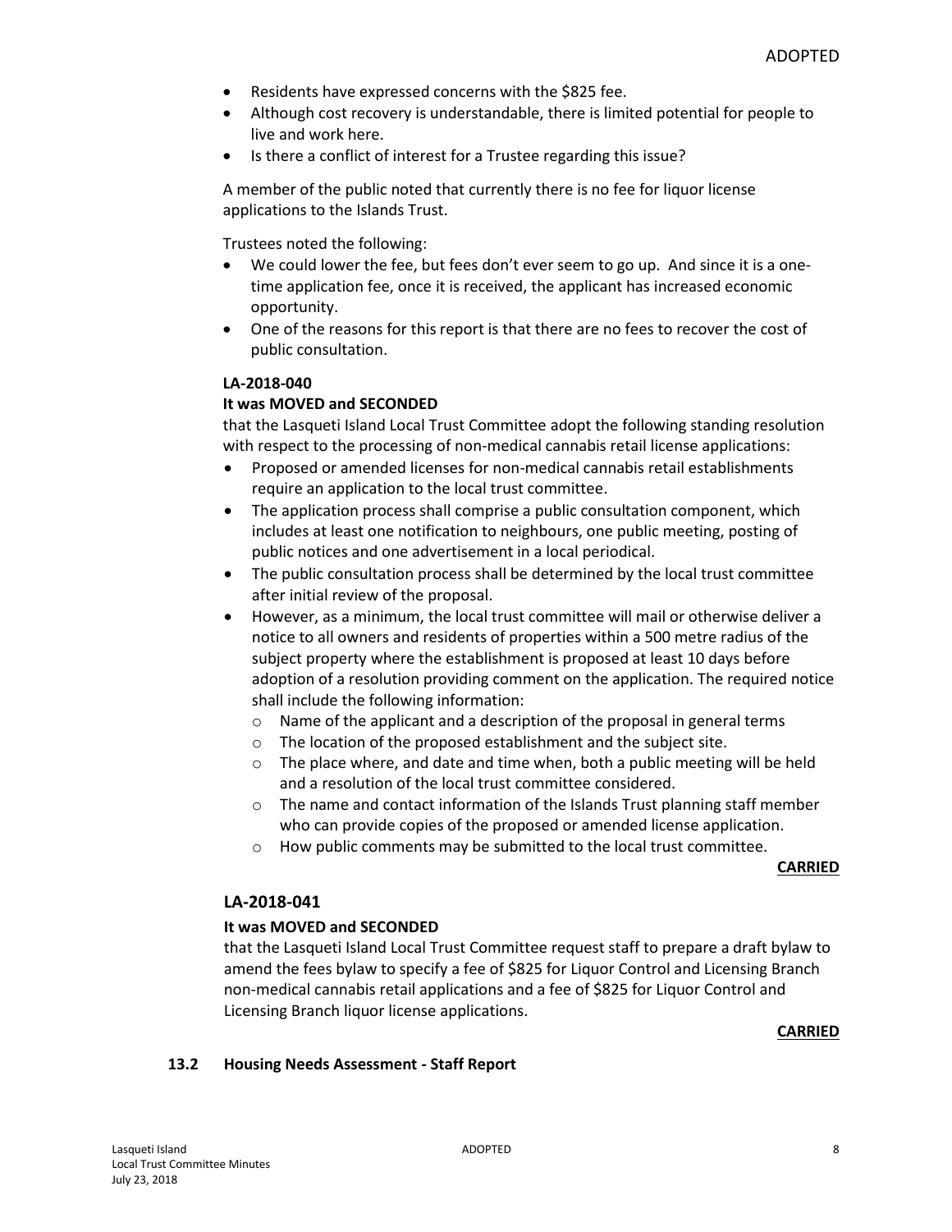- Residents have expressed concerns with the $825 fee.
- Although cost recovery is understandable, there is limited potential for people to live and work here.
- Is there a conflict of interest for a Trustee regarding this issue?

A member of the public noted that currently there is no fee for liquor license applications to the Islands Trust.

Trustees noted the following:

- We could lower the fee, but fees don't ever seem to go up. And since it is a one-time application fee, once it is received, the applicant has increased economic opportunity.
- One of the reasons for this report is that there are no fees to recover the cost of public consultation.

**LA-2018-040**

**It was MOVED and SECONDED**

that the Lasqueti Island Local Trust Committee adopt the following standing resolution with respect to the processing of non-medical cannabis retail license applications:

- Proposed or amended licenses for non-medical cannabis retail establishments require an application to the local trust committee.
- The application process shall comprise a public consultation component, which includes at least one notification to neighbours, one public meeting, posting of public notices and one advertisement in a local periodical.
- The public consultation process shall be determined by the local trust committee after initial review of the proposal.
- However, as a minimum, the local trust committee will mail or otherwise deliver a notice to all owners and residents of properties within a 500 metre radius of the subject property where the establishment is proposed at least 10 days before adoption of a resolution providing comment on the application. The required notice shall include the following information:
  - Name of the applicant and a description of the proposal in general terms
  - The location of the proposed establishment and the subject site.
  - The place where, and date and time when, both a public meeting will be held and a resolution of the local trust committee considered.
  - The name and contact information of the Islands Trust planning staff member who can provide copies of the proposed or amended license application.
  - How public comments may be submitted to the local trust committee.

**CARRIED**

## LA-2018-041

**It was MOVED and SECONDED**

that the Lasqueti Island Local Trust Committee request staff to prepare a draft bylaw to amend the fees bylaw to specify a fee of $825 for Liquor Control and Licensing Branch non-medical cannabis retail applications and a fee of $825 for Liquor Control and Licensing Branch liquor license applications.

**CARRIED**

### 13.2 Housing Needs Assessment - Staff Report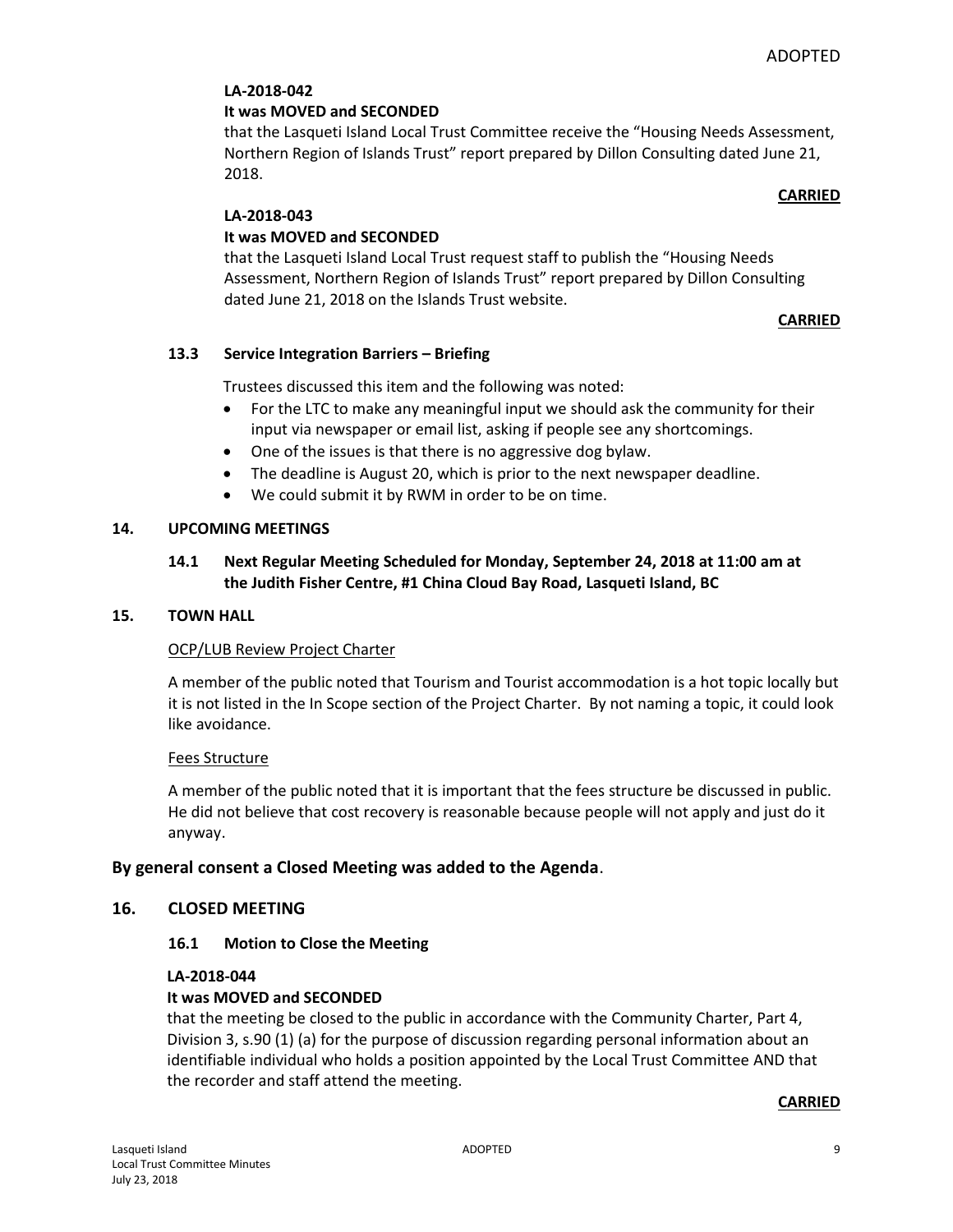**LA-2018-042**

**It was MOVED and SECONDED**

that the Lasqueti Island Local Trust Committee receive the "Housing Needs Assessment, Northern Region of Islands Trust" report prepared by Dillon Consulting dated June 21, 2018.

**CARRIED**

**LA-2018-043**

**It was MOVED and SECONDED**

that the Lasqueti Island Local Trust request staff to publish the "Housing Needs Assessment, Northern Region of Islands Trust" report prepared by Dillon Consulting dated June 21, 2018 on the Islands Trust website.

**CARRIED**

### 13.3 Service Integration Barriers – Briefing

Trustees discussed this item and the following was noted:

- For the LTC to make any meaningful input we should ask the community for their input via newspaper or email list, asking if people see any shortcomings.
- One of the issues is that there is no aggressive dog bylaw.
- The deadline is August 20, which is prior to the next newspaper deadline.
- We could submit it by RWM in order to be on time.

## 14. UPCOMING MEETINGS

### 14.1 Next Regular Meeting Scheduled for Monday, September 24, 2018 at 11:00 am at the Judith Fisher Centre, #1 China Cloud Bay Road, Lasqueti Island, BC

## 15. TOWN HALL

OCP/LUB Review Project Charter

A member of the public noted that Tourism and Tourist accommodation is a hot topic locally but it is not listed in the In Scope section of the Project Charter. By not naming a topic, it could look like avoidance.

Fees Structure

A member of the public noted that it is important that the fees structure be discussed in public. He did not believe that cost recovery is reasonable because people will not apply and just do it anyway.

**By general consent a Closed Meeting was added to the Agenda**.

## 16. CLOSED MEETING

### 16.1 Motion to Close the Meeting

**LA-2018-044**

**It was MOVED and SECONDED**

that the meeting be closed to the public in accordance with the Community Charter, Part 4, Division 3, s.90 (1) (a) for the purpose of discussion regarding personal information about an identifiable individual who holds a position appointed by the Local Trust Committee AND that the recorder and staff attend the meeting.

**CARRIED**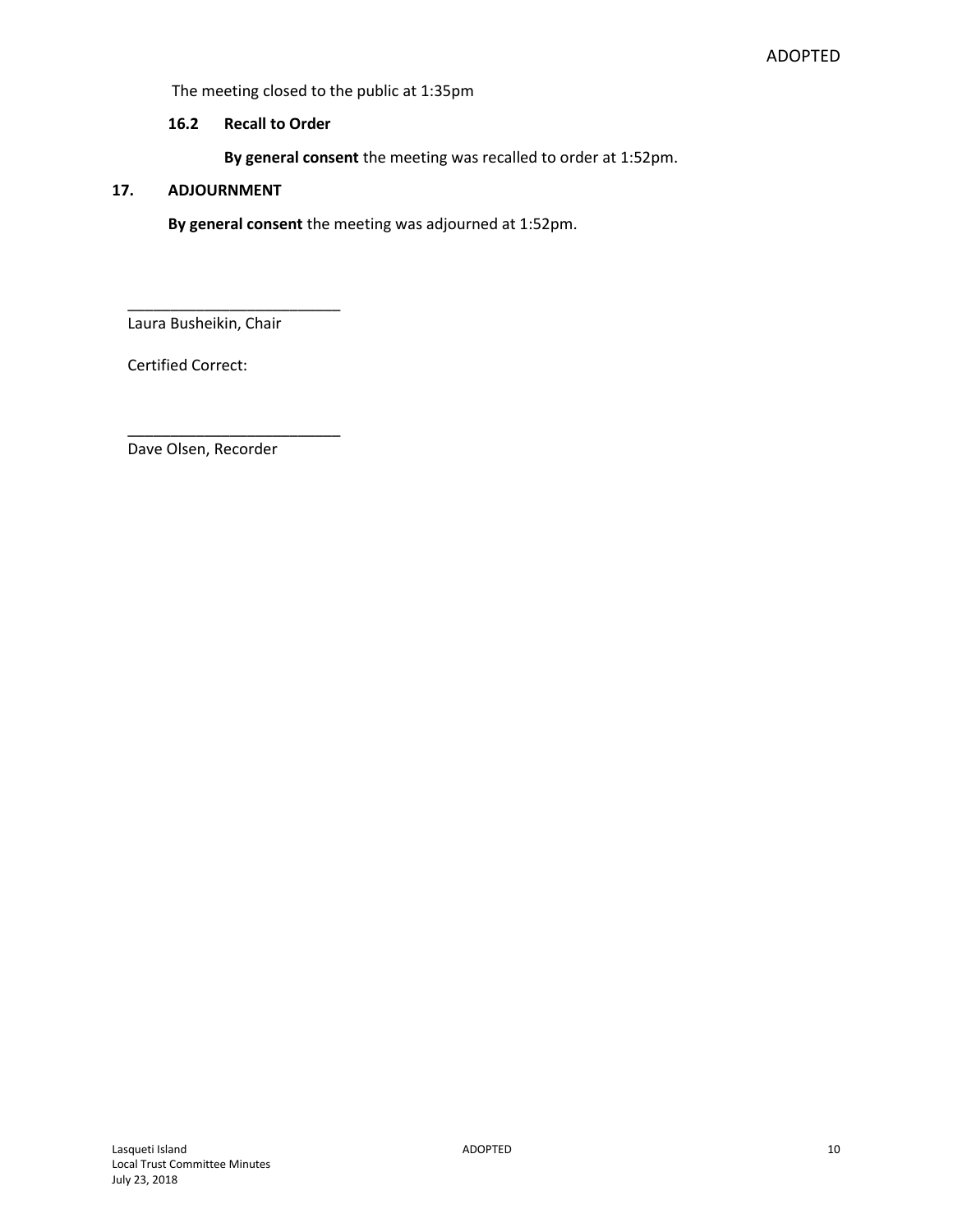The meeting closed to the public at 1:35pm

### 16.2 Recall to Order

**By general consent** the meeting was recalled to order at 1:52pm.

## 17. ADJOURNMENT

**By general consent** the meeting was adjourned at 1:52pm.

_________________________
Laura Busheikin, Chair

Certified Correct:

_________________________
Dave Olsen, Recorder